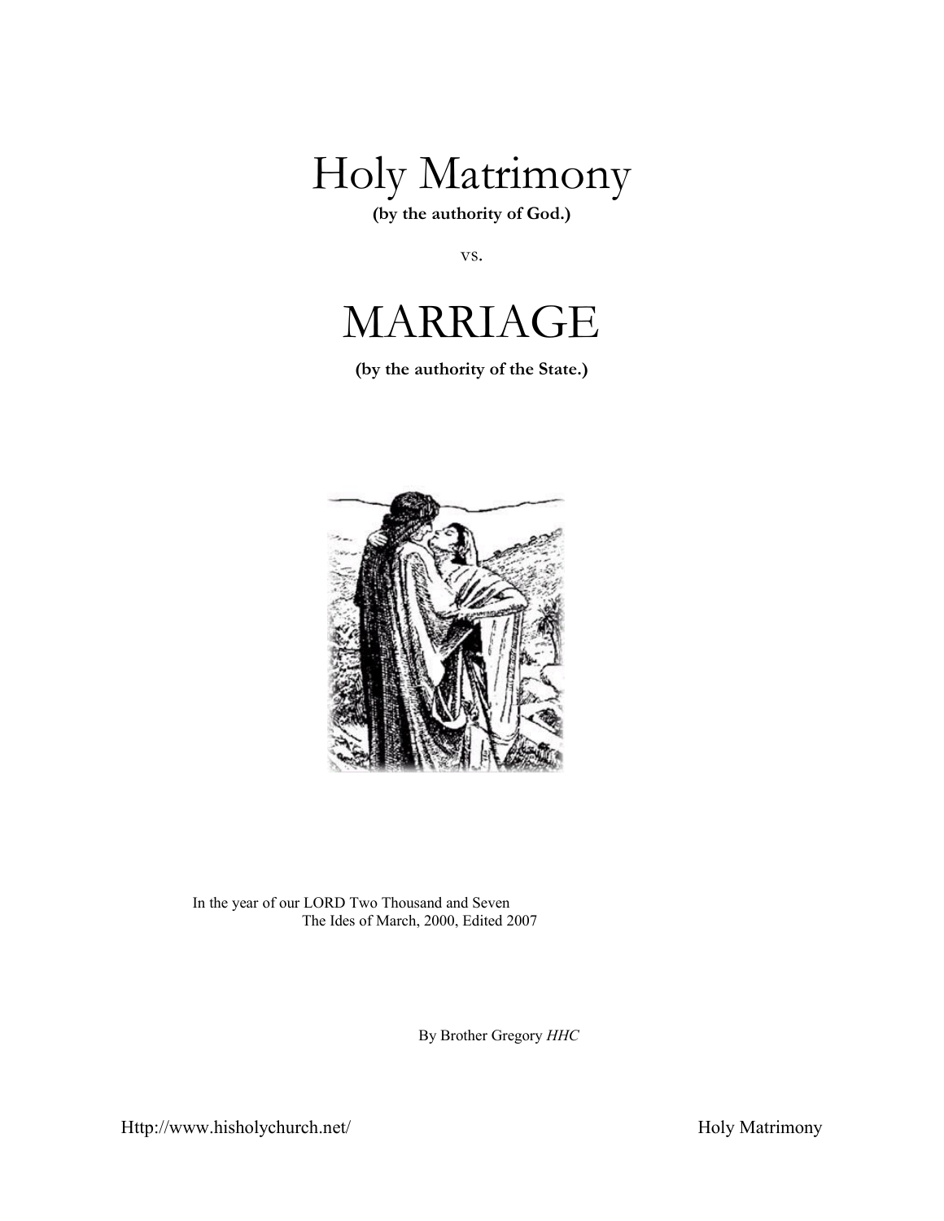# Holy Matrimony

**(by the authority of God.)**

vs.

# MARRIAGE

**(by the authority of the State.)**

In the year of our LORD Two Thousand and Seven
The Ides of March, 2000, Edited 2007

By Brother Gregory *HHC*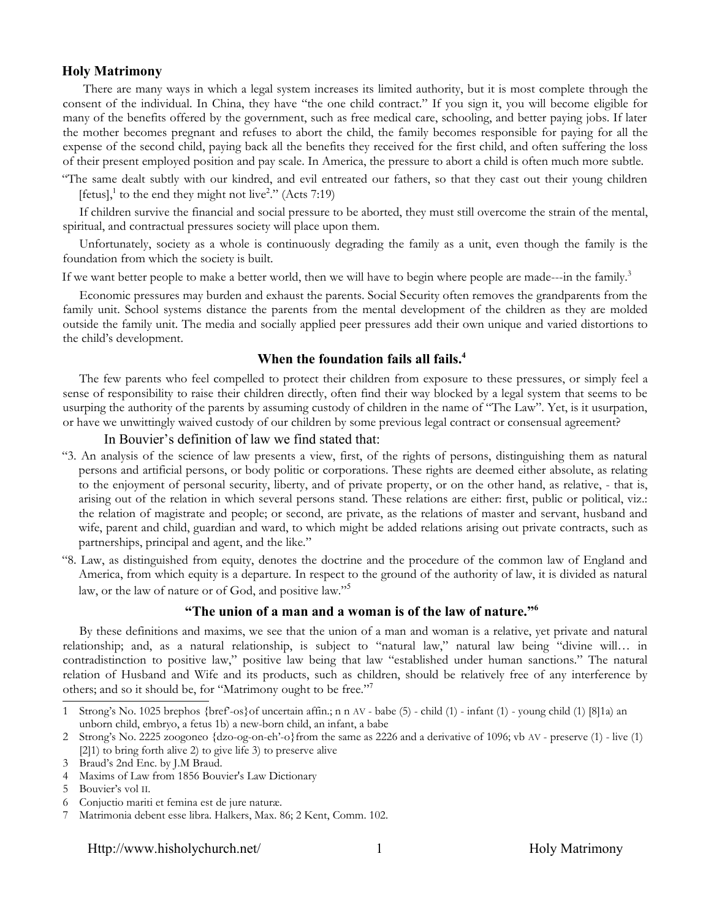## Holy Matrimony

There are many ways in which a legal system increases its limited authority, but it is most complete through the consent of the individual. In China, they have "the one child contract." If you sign it, you will become eligible for many of the benefits offered by the government, such as free medical care, schooling, and better paying jobs. If later the mother becomes pregnant and refuses to abort the child, the family becomes responsible for paying for all the expense of the second child, paying back all the benefits they received for the first child, and often suffering the loss of their present employed position and pay scale. In America, the pressure to abort a child is often much more subtle.

"The same dealt subtly with our kindred, and evil entreated our fathers, so that they cast out their young children [fetus],[1] to the end they might not live[2]." (Acts 7:19)

If children survive the financial and social pressure to be aborted, they must still overcome the strain of the mental, spiritual, and contractual pressures society will place upon them.

Unfortunately, society as a whole is continuously degrading the family as a unit, even though the family is the foundation from which the society is built.

If we want better people to make a better world, then we will have to begin where people are made---in the family.[3]

Economic pressures may burden and exhaust the parents. Social Security often removes the grandparents from the family unit. School systems distance the parents from the mental development of the children as they are molded outside the family unit. The media and socially applied peer pressures add their own unique and varied distortions to the child's development.

### When the foundation fails all fails.[4]

The few parents who feel compelled to protect their children from exposure to these pressures, or simply feel a sense of responsibility to raise their children directly, often find their way blocked by a legal system that seems to be usurping the authority of the parents by assuming custody of children in the name of "The Law". Yet, is it usurpation, or have we unwittingly waived custody of our children by some previous legal contract or consensual agreement?

In Bouvier's definition of law we find stated that:

"3. An analysis of the science of law presents a view, first, of the rights of persons, distinguishing them as natural persons and artificial persons, or body politic or corporations. These rights are deemed either absolute, as relating to the enjoyment of personal security, liberty, and of private property, or on the other hand, as relative, - that is, arising out of the relation in which several persons stand. These relations are either: first, public or political, viz.: the relation of magistrate and people; or second, are private, as the relations of master and servant, husband and wife, parent and child, guardian and ward, to which might be added relations arising out private contracts, such as partnerships, principal and agent, and the like."

"8. Law, as distinguished from equity, denotes the doctrine and the procedure of the common law of England and America, from which equity is a departure. In respect to the ground of the authority of law, it is divided as natural law, or the law of nature or of God, and positive law."[5]

### "The union of a man and a woman is of the law of nature."[6]

By these definitions and maxims, we see that the union of a man and woman is a relative, yet private and natural relationship; and, as a natural relationship, is subject to "natural law," natural law being "divine will… in contradistinction to positive law," positive law being that law "established under human sanctions." The natural relation of Husband and Wife and its products, such as children, should be relatively free of any interference by others; and so it should be, for "Matrimony ought to be free."[7]

---

1 Strong's No. 1025 brephos {bref'-os}of uncertain affin.; n n AV - babe (5) - child (1) - infant (1) - young child (1) [8]1a) an unborn child, embryo, a fetus 1b) a new-born child, an infant, a babe

2 Strong's No. 2225 zoogoneo {dzo-og-on-eh'-o}from the same as 2226 and a derivative of 1096; vb AV - preserve (1) - live (1) [2]1) to bring forth alive 2) to give life 3) to preserve alive

3 Braud's 2nd Enc. by J.M Braud.

4 Maxims of Law from 1856 Bouvier's Law Dictionary

5 Bouvier's vol II.

6 Conjuctio mariti et femina est de jure naturæ.

7 Matrimonia debent esse libra. Halkers, Max. 86; 2 Kent, Comm. 102.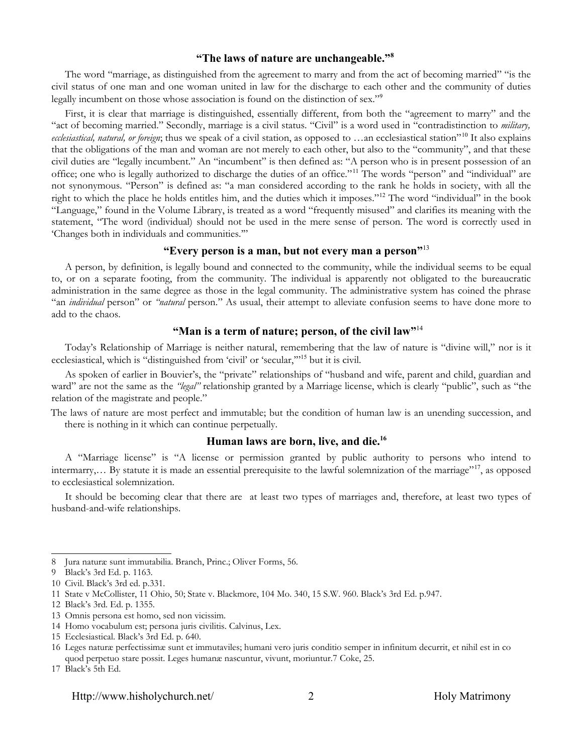## "The laws of nature are unchangeable."[8]

The word "marriage, as distinguished from the agreement to marry and from the act of becoming married" "is the civil status of one man and one woman united in law for the discharge to each other and the community of duties legally incumbent on those whose association is found on the distinction of sex."[9]

First, it is clear that marriage is distinguished, essentially different, from both the "agreement to marry" and the "act of becoming married." Secondly, marriage is a civil status. "Civil" is a word used in "contradistinction to *military, ecclesiastical, natural, or foreign*; thus we speak of a civil station, as opposed to …an ecclesiastical station"[10] It also explains that the obligations of the man and woman are not merely to each other, but also to the "community", and that these civil duties are "legally incumbent." An "incumbent" is then defined as: "A person who is in present possession of an office; one who is legally authorized to discharge the duties of an office."[11] The words "person" and "individual" are not synonymous. "Person" is defined as: "a man considered according to the rank he holds in society, with all the right to which the place he holds entitles him, and the duties which it imposes."[12] The word "individual" in the book "Language," found in the Volume Library, is treated as a word "frequently misused" and clarifies its meaning with the statement, "The word (individual) should not be used in the mere sense of person. The word is correctly used in 'Changes both in individuals and communities.'"

## "Every person is a man, but not every man a person"[13]

A person, by definition, is legally bound and connected to the community, while the individual seems to be equal to, or on a separate footing, from the community. The individual is apparently not obligated to the bureaucratic administration in the same degree as those in the legal community. The administrative system has coined the phrase "an *individual* person" or *"natural* person." As usual, their attempt to alleviate confusion seems to have done more to add to the chaos.

## "Man is a term of nature; person, of the civil law"[14]

Today's Relationship of Marriage is neither natural, remembering that the law of nature is "divine will," nor is it ecclesiastical, which is "distinguished from 'civil' or 'secular,'"[15] but it is civil.

As spoken of earlier in Bouvier's, the "private" relationships of "husband and wife, parent and child, guardian and ward" are not the same as the *"legal"* relationship granted by a Marriage license, which is clearly "public", such as "the relation of the magistrate and people."

The laws of nature are most perfect and immutable; but the condition of human law is an unending succession, and there is nothing in it which can continue perpetually.

## Human laws are born, live, and die.[16]

A "Marriage license" is "A license or permission granted by public authority to persons who intend to intermarry,… By statute it is made an essential prerequisite to the lawful solemnization of the marriage"[17], as opposed to ecclesiastical solemnization.

It should be becoming clear that there are at least two types of marriages and, therefore, at least two types of husband-and-wife relationships.

---

8 Jura naturæ sunt immutabilia. Branch, Princ.; Oliver Forms, 56.

9 Black's 3rd Ed. p. 1163.

10 Civil. Black's 3rd ed. p.331.

11 State v McCollister, 11 Ohio, 50; State v. Blackmore, 104 Mo. 340, 15 S.W. 960. Black's 3rd Ed. p.947.

12 Black's 3rd. Ed. p. 1355.

13 Omnis persona est homo, sed non vicissim.

14 Homo vocabulum est; persona juris civilitis. Calvinus, Lex.

15 Ecclesiastical. Black's 3rd Ed. p. 640.

16 Leges naturæ perfectissimæ sunt et immutaviles; humani vero juris conditio semper in infinitum decurrit, et nihil est in co quod perpetuo stare possit. Leges humanæ nascuntur, vivunt, moriuntur.7 Coke, 25.

17 Black's 5th Ed.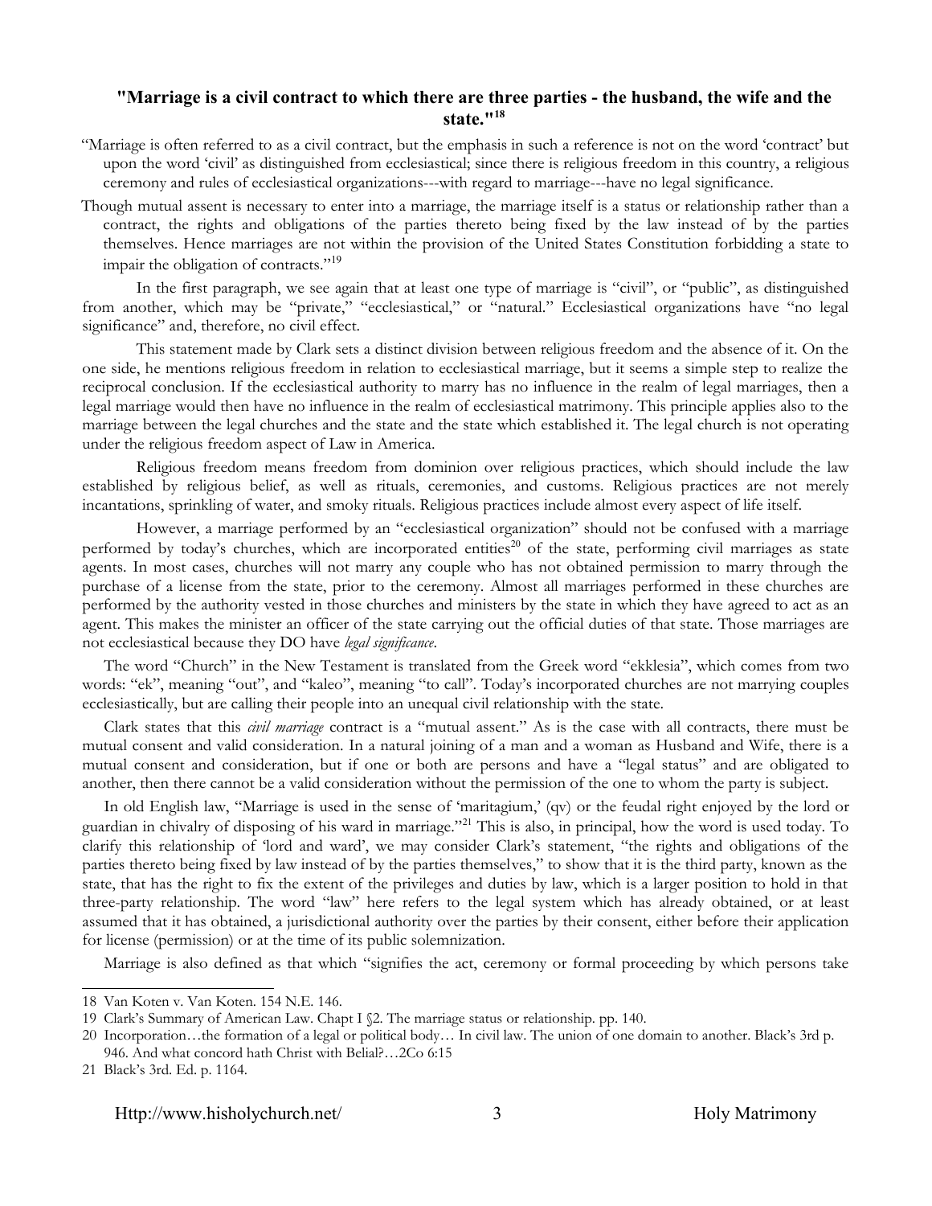## "Marriage is a civil contract to which there are three parties - the husband, the wife and the state."[18]

"Marriage is often referred to as a civil contract, but the emphasis in such a reference is not on the word 'contract' but upon the word 'civil' as distinguished from ecclesiastical; since there is religious freedom in this country, a religious ceremony and rules of ecclesiastical organizations---with regard to marriage---have no legal significance.

Though mutual assent is necessary to enter into a marriage, the marriage itself is a status or relationship rather than a contract, the rights and obligations of the parties thereto being fixed by the law instead of by the parties themselves. Hence marriages are not within the provision of the United States Constitution forbidding a state to impair the obligation of contracts."[19]

In the first paragraph, we see again that at least one type of marriage is "civil", or "public", as distinguished from another, which may be "private," "ecclesiastical," or "natural." Ecclesiastical organizations have "no legal significance" and, therefore, no civil effect.

This statement made by Clark sets a distinct division between religious freedom and the absence of it. On the one side, he mentions religious freedom in relation to ecclesiastical marriage, but it seems a simple step to realize the reciprocal conclusion. If the ecclesiastical authority to marry has no influence in the realm of legal marriages, then a legal marriage would then have no influence in the realm of ecclesiastical matrimony. This principle applies also to the marriage between the legal churches and the state and the state which established it. The legal church is not operating under the religious freedom aspect of Law in America.

Religious freedom means freedom from dominion over religious practices, which should include the law established by religious belief, as well as rituals, ceremonies, and customs. Religious practices are not merely incantations, sprinkling of water, and smoky rituals. Religious practices include almost every aspect of life itself.

However, a marriage performed by an "ecclesiastical organization" should not be confused with a marriage performed by today's churches, which are incorporated entities[20] of the state, performing civil marriages as state agents. In most cases, churches will not marry any couple who has not obtained permission to marry through the purchase of a license from the state, prior to the ceremony. Almost all marriages performed in these churches are performed by the authority vested in those churches and ministers by the state in which they have agreed to act as an agent. This makes the minister an officer of the state carrying out the official duties of that state. Those marriages are not ecclesiastical because they DO have *legal significance*.

The word "Church" in the New Testament is translated from the Greek word "ekklesia", which comes from two words: "ek", meaning "out", and "kaleo", meaning "to call". Today's incorporated churches are not marrying couples ecclesiastically, but are calling their people into an unequal civil relationship with the state.

Clark states that this *civil marriage* contract is a "mutual assent." As is the case with all contracts, there must be mutual consent and valid consideration. In a natural joining of a man and a woman as Husband and Wife, there is a mutual consent and consideration, but if one or both are persons and have a "legal status" and are obligated to another, then there cannot be a valid consideration without the permission of the one to whom the party is subject.

In old English law, "Marriage is used in the sense of 'maritagium,' (qv) or the feudal right enjoyed by the lord or guardian in chivalry of disposing of his ward in marriage."[21] This is also, in principal, how the word is used today. To clarify this relationship of 'lord and ward', we may consider Clark's statement, "the rights and obligations of the parties thereto being fixed by law instead of by the parties themselves," to show that it is the third party, known as the state, that has the right to fix the extent of the privileges and duties by law, which is a larger position to hold in that three-party relationship. The word "law" here refers to the legal system which has already obtained, or at least assumed that it has obtained, a jurisdictional authority over the parties by their consent, either before their application for license (permission) or at the time of its public solemnization.

Marriage is also defined as that which "signifies the act, ceremony or formal proceeding by which persons take

---

18 Van Koten v. Van Koten. 154 N.E. 146.

19 Clark's Summary of American Law. Chapt I §2. The marriage status or relationship. pp. 140.

20 Incorporation…the formation of a legal or political body… In civil law. The union of one domain to another. Black's 3rd p. 946. And what concord hath Christ with Belial?…2Co 6:15

21 Black's 3rd. Ed. p. 1164.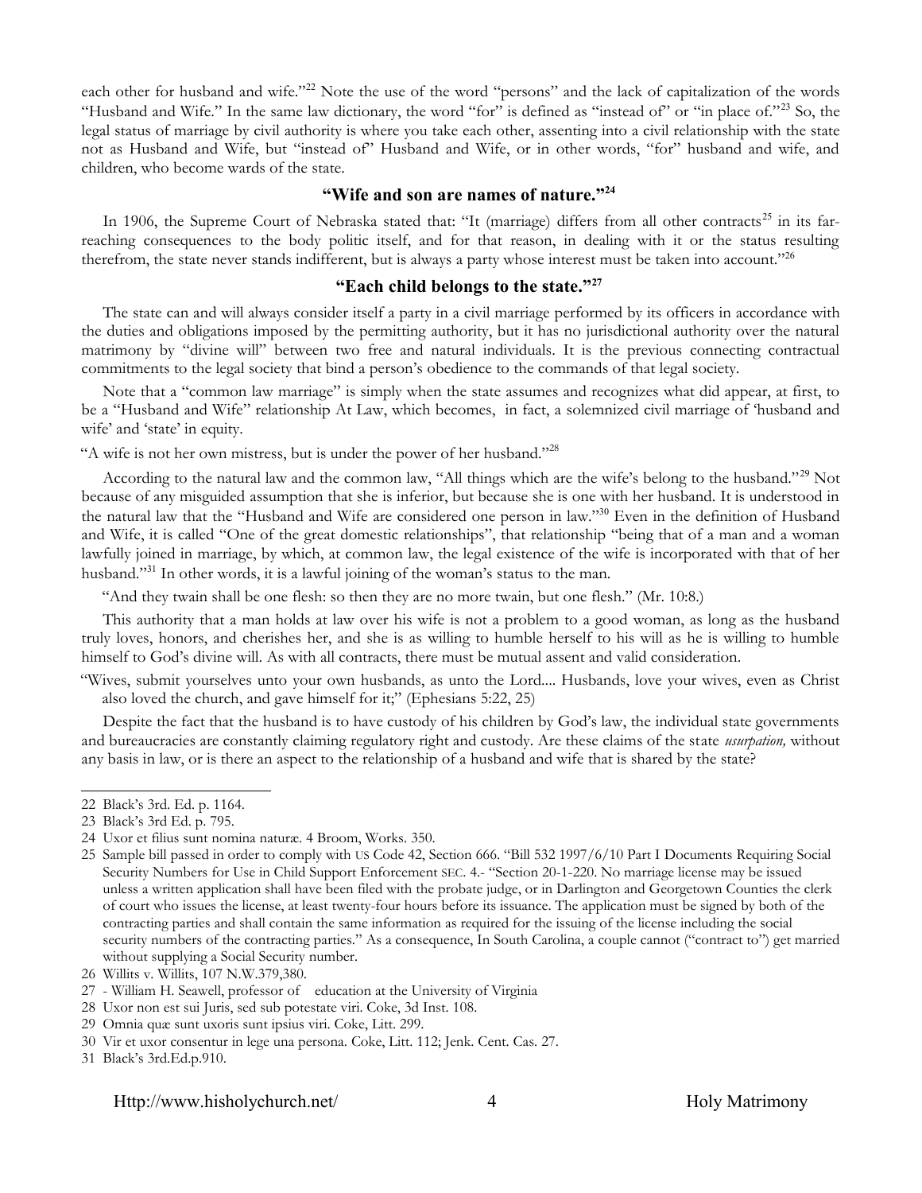each other for husband and wife."[22] Note the use of the word "persons" and the lack of capitalization of the words "Husband and Wife." In the same law dictionary, the word "for" is defined as "instead of" or "in place of."[23] So, the legal status of marriage by civil authority is where you take each other, assenting into a civil relationship with the state not as Husband and Wife, but "instead of" Husband and Wife, or in other words, "for" husband and wife, and children, who become wards of the state.

## "Wife and son are names of nature."[24]

In 1906, the Supreme Court of Nebraska stated that: "It (marriage) differs from all other contracts[25] in its far-reaching consequences to the body politic itself, and for that reason, in dealing with it or the status resulting therefrom, the state never stands indifferent, but is always a party whose interest must be taken into account."[26]

## "Each child belongs to the state."[27]

The state can and will always consider itself a party in a civil marriage performed by its officers in accordance with the duties and obligations imposed by the permitting authority, but it has no jurisdictional authority over the natural matrimony by "divine will" between two free and natural individuals. It is the previous connecting contractual commitments to the legal society that bind a person's obedience to the commands of that legal society.

Note that a "common law marriage" is simply when the state assumes and recognizes what did appear, at first, to be a "Husband and Wife" relationship At Law, which becomes, in fact, a solemnized civil marriage of 'husband and wife' and 'state' in equity.

"A wife is not her own mistress, but is under the power of her husband."[28]

According to the natural law and the common law, "All things which are the wife's belong to the husband."[29] Not because of any misguided assumption that she is inferior, but because she is one with her husband. It is understood in the natural law that the "Husband and Wife are considered one person in law."[30] Even in the definition of Husband and Wife, it is called "One of the great domestic relationships", that relationship "being that of a man and a woman lawfully joined in marriage, by which, at common law, the legal existence of the wife is incorporated with that of her husband."[31] In other words, it is a lawful joining of the woman's status to the man.

"And they twain shall be one flesh: so then they are no more twain, but one flesh." (Mr. 10:8.)

This authority that a man holds at law over his wife is not a problem to a good woman, as long as the husband truly loves, honors, and cherishes her, and she is as willing to humble herself to his will as he is willing to humble himself to God's divine will. As with all contracts, there must be mutual assent and valid consideration.

"Wives, submit yourselves unto your own husbands, as unto the Lord.... Husbands, love your wives, even as Christ also loved the church, and gave himself for it;" (Ephesians 5:22, 25)

Despite the fact that the husband is to have custody of his children by God's law, the individual state governments and bureaucracies are constantly claiming regulatory right and custody. Are these claims of the state *usurpation,* without any basis in law, or is there an aspect to the relationship of a husband and wife that is shared by the state?

---

22 Black's 3rd. Ed. p. 1164.

23 Black's 3rd Ed. p. 795.

24 Uxor et filius sunt nomina naturæ. 4 Broom, Works. 350.

25 Sample bill passed in order to comply with US Code 42, Section 666. "Bill 532 1997/6/10 Part I Documents Requiring Social Security Numbers for Use in Child Support Enforcement SEC. 4.- "Section 20-1-220. No marriage license may be issued unless a written application shall have been filed with the probate judge, or in Darlington and Georgetown Counties the clerk of court who issues the license, at least twenty-four hours before its issuance. The application must be signed by both of the contracting parties and shall contain the same information as required for the issuing of the license including the social security numbers of the contracting parties." As a consequence, In South Carolina, a couple cannot ("contract to") get married without supplying a Social Security number.

26 Willits v. Willits, 107 N.W.379,380.

27 - William H. Seawell, professor of education at the University of Virginia

28 Uxor non est sui Juris, sed sub potestate viri. Coke, 3d Inst. 108.

29 Omnia quæ sunt uxoris sunt ipsius viri. Coke, Litt. 299.

30 Vir et uxor consentur in lege una persona. Coke, Litt. 112; Jenk. Cent. Cas. 27.

31 Black's 3rd.Ed.p.910.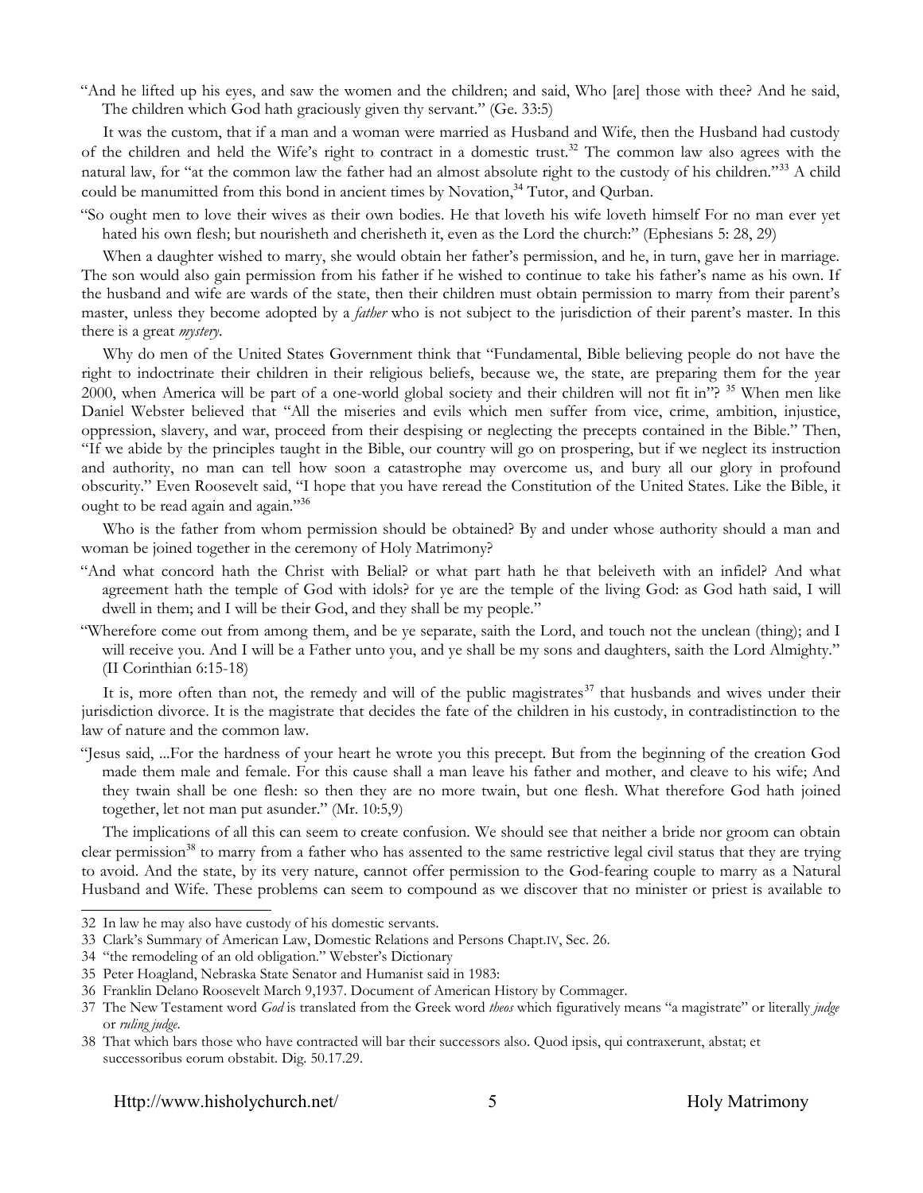"And he lifted up his eyes, and saw the women and the children; and said, Who [are] those with thee? And he said, The children which God hath graciously given thy servant." (Ge. 33:5)

It was the custom, that if a man and a woman were married as Husband and Wife, then the Husband had custody of the children and held the Wife's right to contract in a domestic trust.[32] The common law also agrees with the natural law, for "at the common law the father had an almost absolute right to the custody of his children."[33] A child could be manumitted from this bond in ancient times by Novation,[34] Tutor, and Qurban.

"So ought men to love their wives as their own bodies. He that loveth his wife loveth himself For no man ever yet hated his own flesh; but nourisheth and cherisheth it, even as the Lord the church:" (Ephesians 5: 28, 29)

When a daughter wished to marry, she would obtain her father's permission, and he, in turn, gave her in marriage. The son would also gain permission from his father if he wished to continue to take his father's name as his own. If the husband and wife are wards of the state, then their children must obtain permission to marry from their parent's master, unless they become adopted by a *father* who is not subject to the jurisdiction of their parent's master. In this there is a great *mystery*.

Why do men of the United States Government think that "Fundamental, Bible believing people do not have the right to indoctrinate their children in their religious beliefs, because we, the state, are preparing them for the year 2000, when America will be part of a one-world global society and their children will not fit in"? [35] When men like Daniel Webster believed that "All the miseries and evils which men suffer from vice, crime, ambition, injustice, oppression, slavery, and war, proceed from their despising or neglecting the precepts contained in the Bible." Then, "If we abide by the principles taught in the Bible, our country will go on prospering, but if we neglect its instruction and authority, no man can tell how soon a catastrophe may overcome us, and bury all our glory in profound obscurity." Even Roosevelt said, "I hope that you have reread the Constitution of the United States. Like the Bible, it ought to be read again and again."[36]

Who is the father from whom permission should be obtained? By and under whose authority should a man and woman be joined together in the ceremony of Holy Matrimony?

"And what concord hath the Christ with Belial? or what part hath he that beleiveth with an infidel? And what agreement hath the temple of God with idols? for ye are the temple of the living God: as God hath said, I will dwell in them; and I will be their God, and they shall be my people."

"Wherefore come out from among them, and be ye separate, saith the Lord, and touch not the unclean (thing); and I will receive you. And I will be a Father unto you, and ye shall be my sons and daughters, saith the Lord Almighty." (II Corinthian 6:15-18)

It is, more often than not, the remedy and will of the public magistrates[37] that husbands and wives under their jurisdiction divorce. It is the magistrate that decides the fate of the children in his custody, in contradistinction to the law of nature and the common law.

"Jesus said, ...For the hardness of your heart he wrote you this precept. But from the beginning of the creation God made them male and female. For this cause shall a man leave his father and mother, and cleave to his wife; And they twain shall be one flesh: so then they are no more twain, but one flesh. What therefore God hath joined together, let not man put asunder." (Mr. 10:5,9)

The implications of all this can seem to create confusion. We should see that neither a bride nor groom can obtain clear permission[38] to marry from a father who has assented to the same restrictive legal civil status that they are trying to avoid. And the state, by its very nature, cannot offer permission to the God-fearing couple to marry as a Natural Husband and Wife. These problems can seem to compound as we discover that no minister or priest is available to

---

32 In law he may also have custody of his domestic servants.

33 Clark's Summary of American Law, Domestic Relations and Persons Chapt.IV, Sec. 26.

34 "the remodeling of an old obligation." Webster's Dictionary

35 Peter Hoagland, Nebraska State Senator and Humanist said in 1983:

36 Franklin Delano Roosevelt March 9,1937. Document of American History by Commager.

37 The New Testament word *God* is translated from the Greek word *theos* which figuratively means "a magistrate" or literally *judge* or *ruling judge*.

38 That which bars those who have contracted will bar their successors also. Quod ipsis, qui contraxerunt, abstat; et successoribus eorum obstabit. Dig. 50.17.29.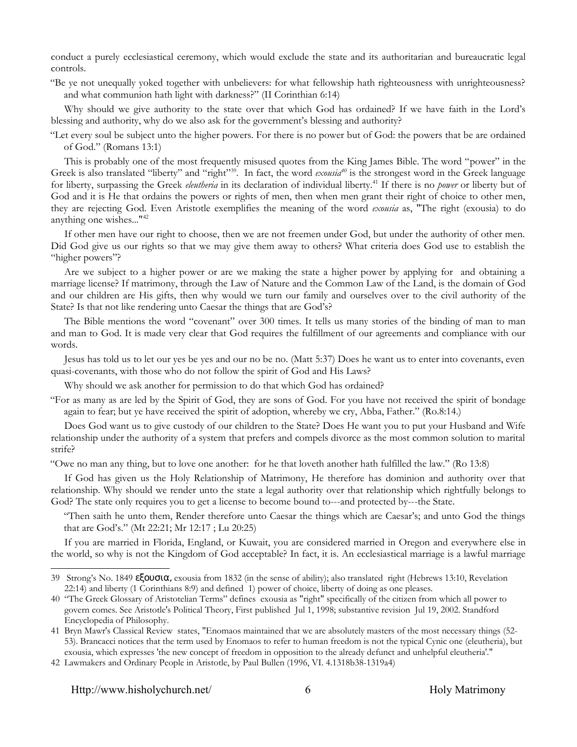conduct a purely ecclesiastical ceremony, which would exclude the state and its authoritarian and bureaucratic legal controls.

"Be ye not unequally yoked together with unbelievers: for what fellowship hath righteousness with unrighteousness? and what communion hath light with darkness?" (II Corinthian 6:14)

Why should we give authority to the state over that which God has ordained? If we have faith in the Lord's blessing and authority, why do we also ask for the government's blessing and authority?

"Let every soul be subject unto the higher powers. For there is no power but of God: the powers that be are ordained of God." (Romans 13:1)

This is probably one of the most frequently misused quotes from the King James Bible. The word "power" in the Greek is also translated "liberty" and "right"[39]. In fact, the word *exousia*[40] is the strongest word in the Greek language for liberty, surpassing the Greek *eleutheria* in its declaration of individual liberty.[41] If there is no *power* or liberty but of God and it is He that ordains the powers or rights of men, then when men grant their right of choice to other men, they are rejecting God. Even Aristotle exemplifies the meaning of the word *exousia* as, "The right (exousia) to do anything one wishes..."[42]

If other men have our right to choose, then we are not freemen under God, but under the authority of other men. Did God give us our rights so that we may give them away to others? What criteria does God use to establish the "higher powers"?

Are we subject to a higher power or are we making the state a higher power by applying for and obtaining a marriage license? If matrimony, through the Law of Nature and the Common Law of the Land, is the domain of God and our children are His gifts, then why would we turn our family and ourselves over to the civil authority of the State? Is that not like rendering unto Caesar the things that are God's?

The Bible mentions the word "covenant" over 300 times. It tells us many stories of the binding of man to man and man to God. It is made very clear that God requires the fulfillment of our agreements and compliance with our words.

Jesus has told us to let our yes be yes and our no be no. (Matt 5:37) Does he want us to enter into covenants, even quasi-covenants, with those who do not follow the spirit of God and His Laws?

Why should we ask another for permission to do that which God has ordained?

"For as many as are led by the Spirit of God, they are sons of God. For you have not received the spirit of bondage again to fear; but ye have received the spirit of adoption, whereby we cry, Abba, Father." (Ro.8:14.)

Does God want us to give custody of our children to the State? Does He want you to put your Husband and Wife relationship under the authority of a system that prefers and compels divorce as the most common solution to marital strife?

"Owe no man any thing, but to love one another: for he that loveth another hath fulfilled the law." (Ro 13:8)

If God has given us the Holy Relationship of Matrimony, He therefore has dominion and authority over that relationship. Why should we render unto the state a legal authority over that relationship which rightfully belongs to God? The state only requires you to get a license to become bound to---and protected by---the State.

"Then saith he unto them, Render therefore unto Caesar the things which are Caesar's; and unto God the things that are God's." (Mt 22:21; Mr 12:17 ; Lu 20:25)

If you are married in Florida, England, or Kuwait, you are considered married in Oregon and everywhere else in the world, so why is not the Kingdom of God acceptable? In fact, it is. An ecclesiastical marriage is a lawful marriage

---

39 Strong's No. 1849 εξουσια, exousia from 1832 (in the sense of ability); also translated right (Hebrews 13:10, Revelation 22:14) and liberty (1 Corinthians 8:9) and defined 1) power of choice, liberty of doing as one pleases.

40 "The Greek Glossary of Aristotelian Terms" defines exousia as "right" specifically of the citizen from which all power to govern comes. See Aristotle's Political Theory, First published Jul 1, 1998; substantive revision Jul 19, 2002. Standford Encyclopedia of Philosophy.

41 Bryn Mawr's Classical Review states, "Enomaos maintained that we are absolutely masters of the most necessary things (52-53). Brancacci notices that the term used by Enomaos to refer to human freedom is not the typical Cynic one (eleutheria), but exousia, which expresses 'the new concept of freedom in opposition to the already defunct and unhelpful eleutheria'."

42 Lawmakers and Ordinary People in Aristotle, by Paul Bullen (1996, VI. 4.1318b38-1319a4)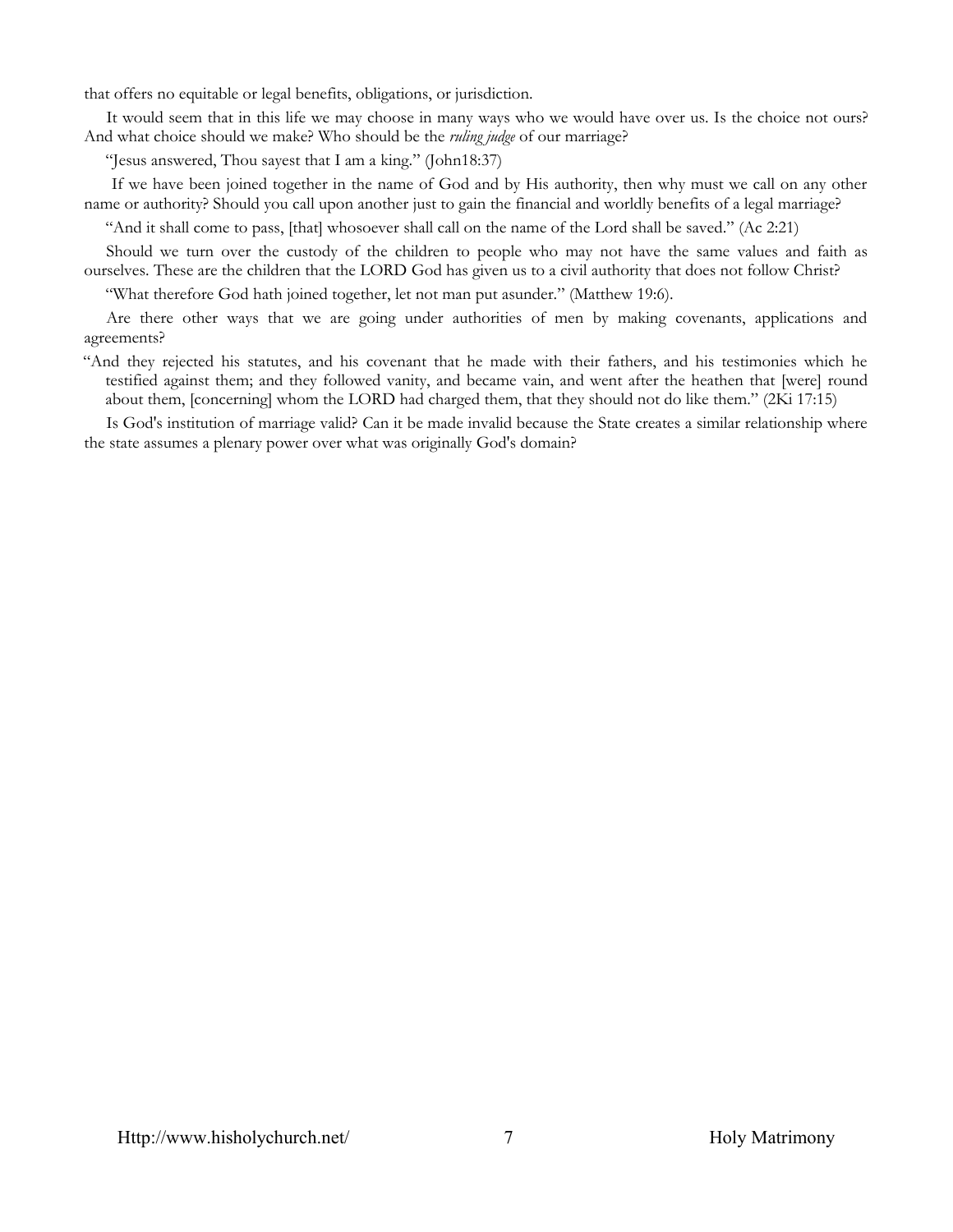that offers no equitable or legal benefits, obligations, or jurisdiction.

It would seem that in this life we may choose in many ways who we would have over us. Is the choice not ours? And what choice should we make? Who should be the *ruling judge* of our marriage?

"Jesus answered, Thou sayest that I am a king." (John18:37)

If we have been joined together in the name of God and by His authority, then why must we call on any other name or authority? Should you call upon another just to gain the financial and worldly benefits of a legal marriage?

"And it shall come to pass, [that] whosoever shall call on the name of the Lord shall be saved." (Ac 2:21)

Should we turn over the custody of the children to people who may not have the same values and faith as ourselves. These are the children that the LORD God has given us to a civil authority that does not follow Christ?

"What therefore God hath joined together, let not man put asunder." (Matthew 19:6).

Are there other ways that we are going under authorities of men by making covenants, applications and agreements?

"And they rejected his statutes, and his covenant that he made with their fathers, and his testimonies which he testified against them; and they followed vanity, and became vain, and went after the heathen that [were] round about them, [concerning] whom the LORD had charged them, that they should not do like them." (2Ki 17:15)

Is God's institution of marriage valid? Can it be made invalid because the State creates a similar relationship where the state assumes a plenary power over what was originally God's domain?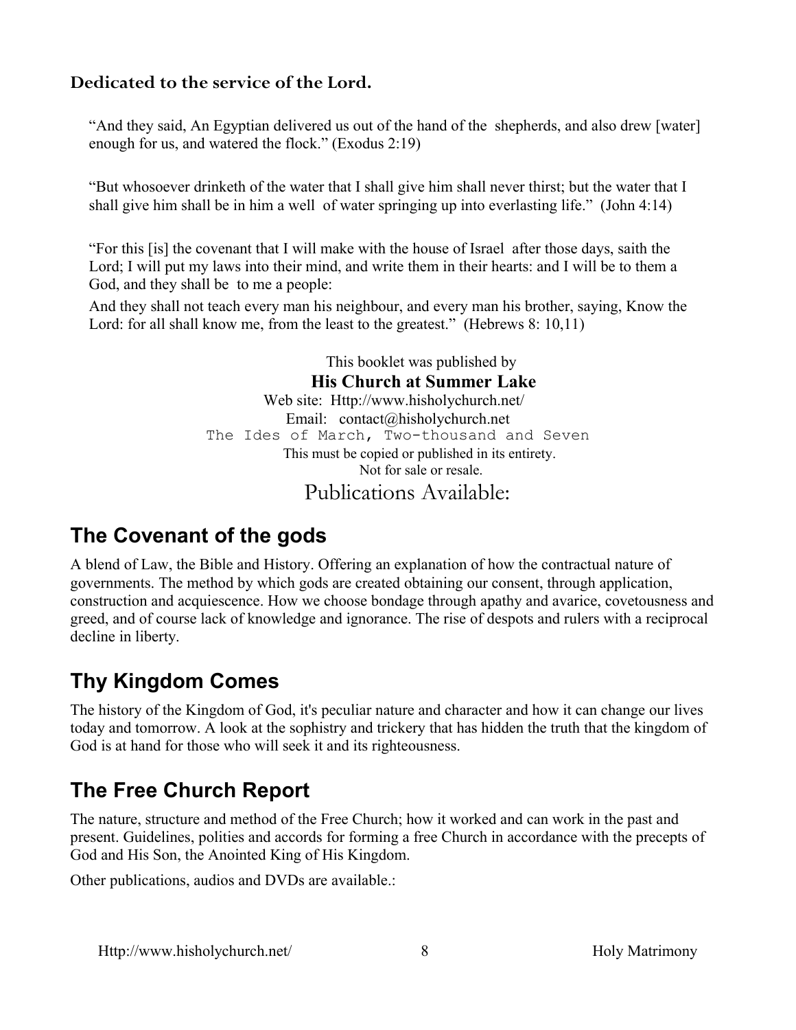### Dedicated to the service of the Lord.

"And they said, An Egyptian delivered us out of the hand of the shepherds, and also drew [water] enough for us, and watered the flock." (Exodus 2:19)

"But whosoever drinketh of the water that I shall give him shall never thirst; but the water that I shall give him shall be in him a well of water springing up into everlasting life." (John 4:14)

"For this [is] the covenant that I will make with the house of Israel after those days, saith the Lord; I will put my laws into their mind, and write them in their hearts: and I will be to them a God, and they shall be to me a people:

And they shall not teach every man his neighbour, and every man his brother, saying, Know the Lord: for all shall know me, from the least to the greatest." (Hebrews 8: 10,11)

This booklet was published by

**His Church at Summer Lake**

Web site: Http://www.hisholychurch.net/

Email: contact@hisholychurch.net

The Ides of March, Two-thousand and Seven

This must be copied or published in its entirety.

Not for sale or resale.

Publications Available:

## The Covenant of the gods

A blend of Law, the Bible and History. Offering an explanation of how the contractual nature of governments. The method by which gods are created obtaining our consent, through application, construction and acquiescence. How we choose bondage through apathy and avarice, covetousness and greed, and of course lack of knowledge and ignorance. The rise of despots and rulers with a reciprocal decline in liberty.

## Thy Kingdom Comes

The history of the Kingdom of God, it's peculiar nature and character and how it can change our lives today and tomorrow. A look at the sophistry and trickery that has hidden the truth that the kingdom of God is at hand for those who will seek it and its righteousness.

## The Free Church Report

The nature, structure and method of the Free Church; how it worked and can work in the past and present. Guidelines, polities and accords for forming a free Church in accordance with the precepts of God and His Son, the Anointed King of His Kingdom.

Other publications, audios and DVDs are available.: